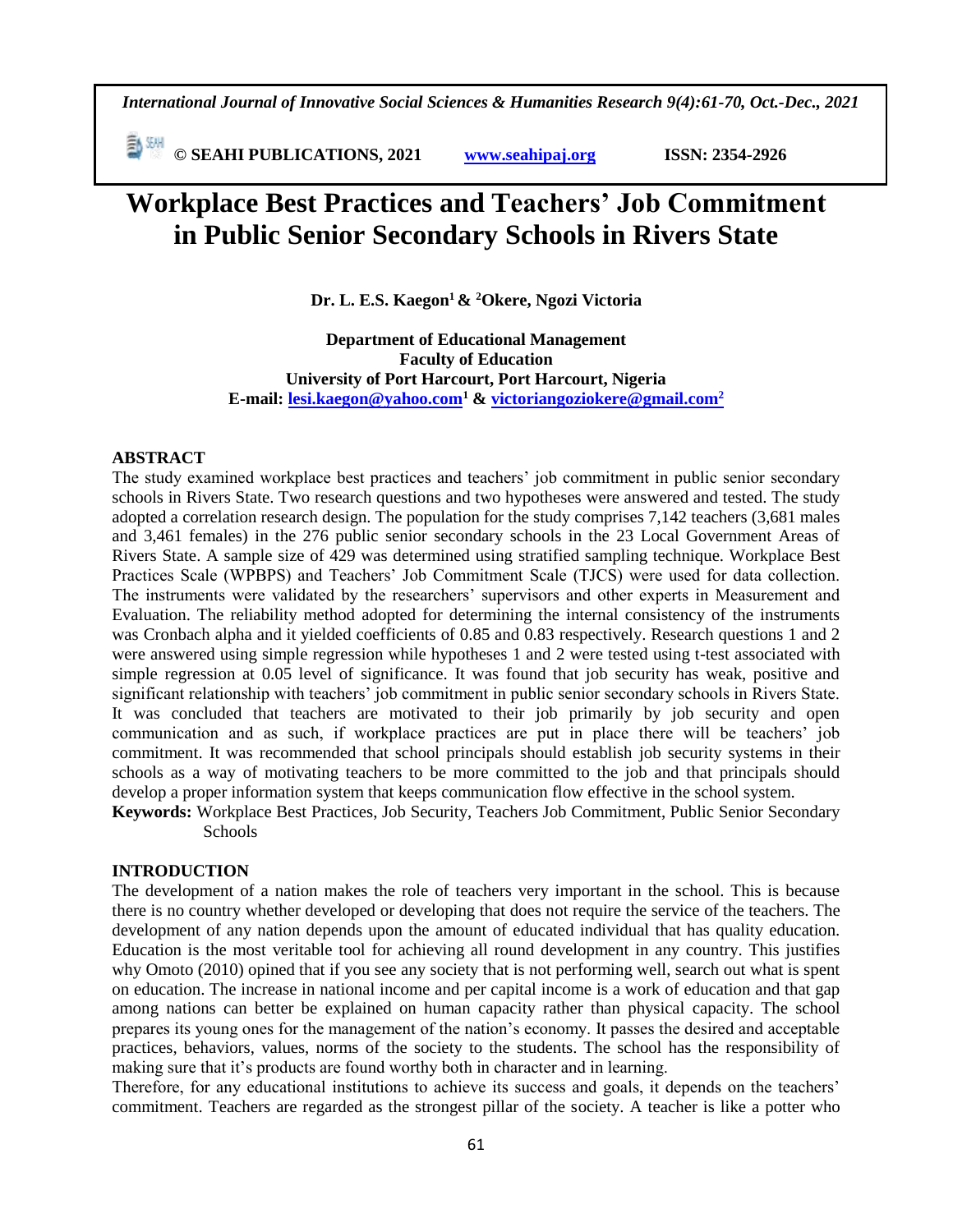# Workplace Best Practices and Teachers' Job Commitment in Public Senior Secondary Schools in Rivers State

**Dr. L. E.S. Kaegon[1] & [2]Okere, Ngozi Victoria**

**Department of Educational Management**
**Faculty of Education**
**University of Port Harcourt, Port Harcourt, Nigeria**
**E-mail: lesi.kaegon@yahoo.com[1] & victoriangoziokere@gmail.com[2]**

## ABSTRACT

The study examined workplace best practices and teachers' job commitment in public senior secondary schools in Rivers State. Two research questions and two hypotheses were answered and tested. The study adopted a correlation research design. The population for the study comprises 7,142 teachers (3,681 males and 3,461 females) in the 276 public senior secondary schools in the 23 Local Government Areas of Rivers State. A sample size of 429 was determined using stratified sampling technique. Workplace Best Practices Scale (WPBPS) and Teachers' Job Commitment Scale (TJCS) were used for data collection. The instruments were validated by the researchers' supervisors and other experts in Measurement and Evaluation. The reliability method adopted for determining the internal consistency of the instruments was Cronbach alpha and it yielded coefficients of 0.85 and 0.83 respectively. Research questions 1 and 2 were answered using simple regression while hypotheses 1 and 2 were tested using t-test associated with simple regression at 0.05 level of significance. It was found that job security has weak, positive and significant relationship with teachers' job commitment in public senior secondary schools in Rivers State. It was concluded that teachers are motivated to their job primarily by job security and open communication and as such, if workplace practices are put in place there will be teachers' job commitment. It was recommended that school principals should establish job security systems in their schools as a way of motivating teachers to be more committed to the job and that principals should develop a proper information system that keeps communication flow effective in the school system.

**Keywords:** Workplace Best Practices, Job Security, Teachers Job Commitment, Public Senior Secondary Schools

## INTRODUCTION

The development of a nation makes the role of teachers very important in the school. This is because there is no country whether developed or developing that does not require the service of the teachers. The development of any nation depends upon the amount of educated individual that has quality education. Education is the most veritable tool for achieving all round development in any country. This justifies why Omoto (2010) opined that if you see any society that is not performing well, search out what is spent on education. The increase in national income and per capital income is a work of education and that gap among nations can better be explained on human capacity rather than physical capacity. The school prepares its young ones for the management of the nation's economy. It passes the desired and acceptable practices, behaviors, values, norms of the society to the students. The school has the responsibility of making sure that it's products are found worthy both in character and in learning.

Therefore, for any educational institutions to achieve its success and goals, it depends on the teachers' commitment. Teachers are regarded as the strongest pillar of the society. A teacher is like a potter who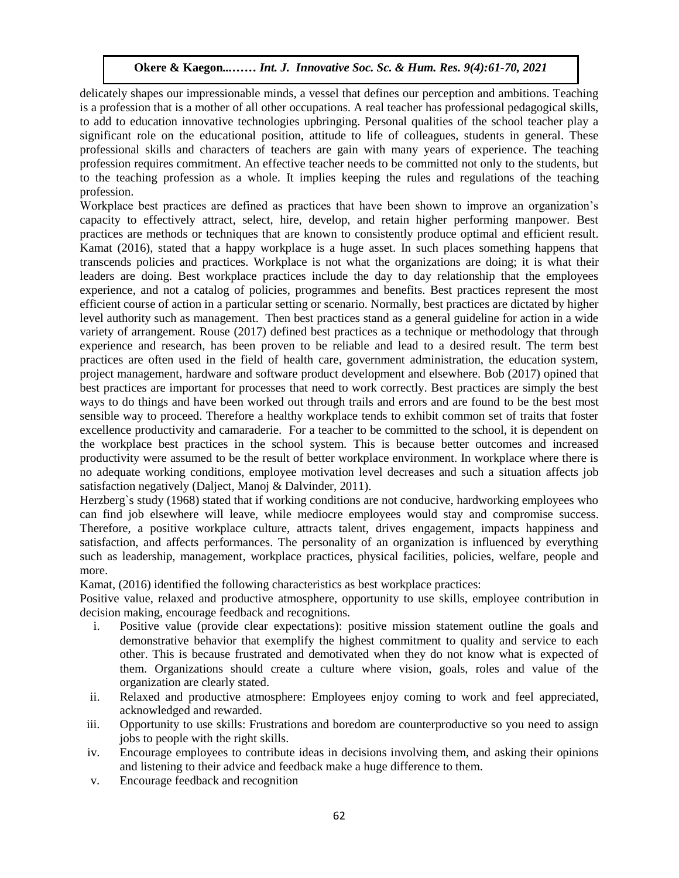delicately shapes our impressionable minds, a vessel that defines our perception and ambitions. Teaching is a profession that is a mother of all other occupations. A real teacher has professional pedagogical skills, to add to education innovative technologies upbringing. Personal qualities of the school teacher play a significant role on the educational position, attitude to life of colleagues, students in general. These professional skills and characters of teachers are gain with many years of experience. The teaching profession requires commitment. An effective teacher needs to be committed not only to the students, but to the teaching profession as a whole. It implies keeping the rules and regulations of the teaching profession.

Workplace best practices are defined as practices that have been shown to improve an organization's capacity to effectively attract, select, hire, develop, and retain higher performing manpower. Best practices are methods or techniques that are known to consistently produce optimal and efficient result. Kamat (2016), stated that a happy workplace is a huge asset. In such places something happens that transcends policies and practices. Workplace is not what the organizations are doing; it is what their leaders are doing. Best workplace practices include the day to day relationship that the employees experience, and not a catalog of policies, programmes and benefits. Best practices represent the most efficient course of action in a particular setting or scenario. Normally, best practices are dictated by higher level authority such as management. Then best practices stand as a general guideline for action in a wide variety of arrangement. Rouse (2017) defined best practices as a technique or methodology that through experience and research, has been proven to be reliable and lead to a desired result. The term best practices are often used in the field of health care, government administration, the education system, project management, hardware and software product development and elsewhere. Bob (2017) opined that best practices are important for processes that need to work correctly. Best practices are simply the best ways to do things and have been worked out through trails and errors and are found to be the best most sensible way to proceed. Therefore a healthy workplace tends to exhibit common set of traits that foster excellence productivity and camaraderie. For a teacher to be committed to the school, it is dependent on the workplace best practices in the school system. This is because better outcomes and increased productivity were assumed to be the result of better workplace environment. In workplace where there is no adequate working conditions, employee motivation level decreases and such a situation affects job satisfaction negatively (Dalject, Manoj & Dalvinder, 2011).

Herzberg`s study (1968) stated that if working conditions are not conducive, hardworking employees who can find job elsewhere will leave, while mediocre employees would stay and compromise success. Therefore, a positive workplace culture, attracts talent, drives engagement, impacts happiness and satisfaction, and affects performances. The personality of an organization is influenced by everything such as leadership, management, workplace practices, physical facilities, policies, welfare, people and more.

Kamat, (2016) identified the following characteristics as best workplace practices:

Positive value, relaxed and productive atmosphere, opportunity to use skills, employee contribution in decision making, encourage feedback and recognitions.

i. Positive value (provide clear expectations): positive mission statement outline the goals and demonstrative behavior that exemplify the highest commitment to quality and service to each other. This is because frustrated and demotivated when they do not know what is expected of them. Organizations should create a culture where vision, goals, roles and value of the organization are clearly stated.
ii. Relaxed and productive atmosphere: Employees enjoy coming to work and feel appreciated, acknowledged and rewarded.
iii. Opportunity to use skills: Frustrations and boredom are counterproductive so you need to assign jobs to people with the right skills.
iv. Encourage employees to contribute ideas in decisions involving them, and asking their opinions and listening to their advice and feedback make a huge difference to them.
v. Encourage feedback and recognition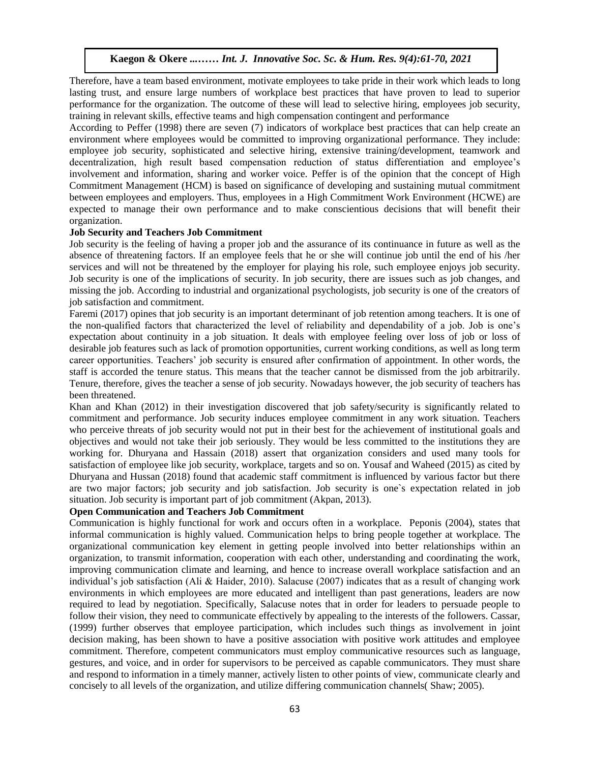Therefore, have a team based environment, motivate employees to take pride in their work which leads to long lasting trust, and ensure large numbers of workplace best practices that have proven to lead to superior performance for the organization. The outcome of these will lead to selective hiring, employees job security, training in relevant skills, effective teams and high compensation contingent and performance

According to Peffer (1998) there are seven (7) indicators of workplace best practices that can help create an environment where employees would be committed to improving organizational performance. They include: employee job security, sophisticated and selective hiring, extensive training/development, teamwork and decentralization, high result based compensation reduction of status differentiation and employee's involvement and information, sharing and worker voice. Peffer is of the opinion that the concept of High Commitment Management (HCM) is based on significance of developing and sustaining mutual commitment between employees and employers. Thus, employees in a High Commitment Work Environment (HCWE) are expected to manage their own performance and to make conscientious decisions that will benefit their organization.

**Job Security and Teachers Job Commitment**

Job security is the feeling of having a proper job and the assurance of its continuance in future as well as the absence of threatening factors. If an employee feels that he or she will continue job until the end of his /her services and will not be threatened by the employer for playing his role, such employee enjoys job security. Job security is one of the implications of security. In job security, there are issues such as job changes, and missing the job. According to industrial and organizational psychologists, job security is one of the creators of job satisfaction and commitment.

Faremi (2017) opines that job security is an important determinant of job retention among teachers. It is one of the non-qualified factors that characterized the level of reliability and dependability of a job. Job is one's expectation about continuity in a job situation. It deals with employee feeling over loss of job or loss of desirable job features such as lack of promotion opportunities, current working conditions, as well as long term career opportunities. Teachers' job security is ensured after confirmation of appointment. In other words, the staff is accorded the tenure status. This means that the teacher cannot be dismissed from the job arbitrarily. Tenure, therefore, gives the teacher a sense of job security. Nowadays however, the job security of teachers has been threatened.

Khan and Khan (2012) in their investigation discovered that job safety/security is significantly related to commitment and performance. Job security induces employee commitment in any work situation. Teachers who perceive threats of job security would not put in their best for the achievement of institutional goals and objectives and would not take their job seriously. They would be less committed to the institutions they are working for. Dhuryana and Hassain (2018) assert that organization considers and used many tools for satisfaction of employee like job security, workplace, targets and so on. Yousaf and Waheed (2015) as cited by Dhuryana and Hussan (2018) found that academic staff commitment is influenced by various factor but there are two major factors; job security and job satisfaction. Job security is one`s expectation related in job situation. Job security is important part of job commitment (Akpan, 2013).

**Open Communication and Teachers Job Commitment**

Communication is highly functional for work and occurs often in a workplace. Peponis (2004), states that informal communication is highly valued. Communication helps to bring people together at workplace. The organizational communication key element in getting people involved into better relationships within an organization, to transmit information, cooperation with each other, understanding and coordinating the work, improving communication climate and learning, and hence to increase overall workplace satisfaction and an individual's job satisfaction (Ali & Haider, 2010). Salacuse (2007) indicates that as a result of changing work environments in which employees are more educated and intelligent than past generations, leaders are now required to lead by negotiation. Specifically, Salacuse notes that in order for leaders to persuade people to follow their vision, they need to communicate effectively by appealing to the interests of the followers. Cassar, (1999) further observes that employee participation, which includes such things as involvement in joint decision making, has been shown to have a positive association with positive work attitudes and employee commitment. Therefore, competent communicators must employ communicative resources such as language, gestures, and voice, and in order for supervisors to be perceived as capable communicators. They must share and respond to information in a timely manner, actively listen to other points of view, communicate clearly and concisely to all levels of the organization, and utilize differing communication channels( Shaw; 2005).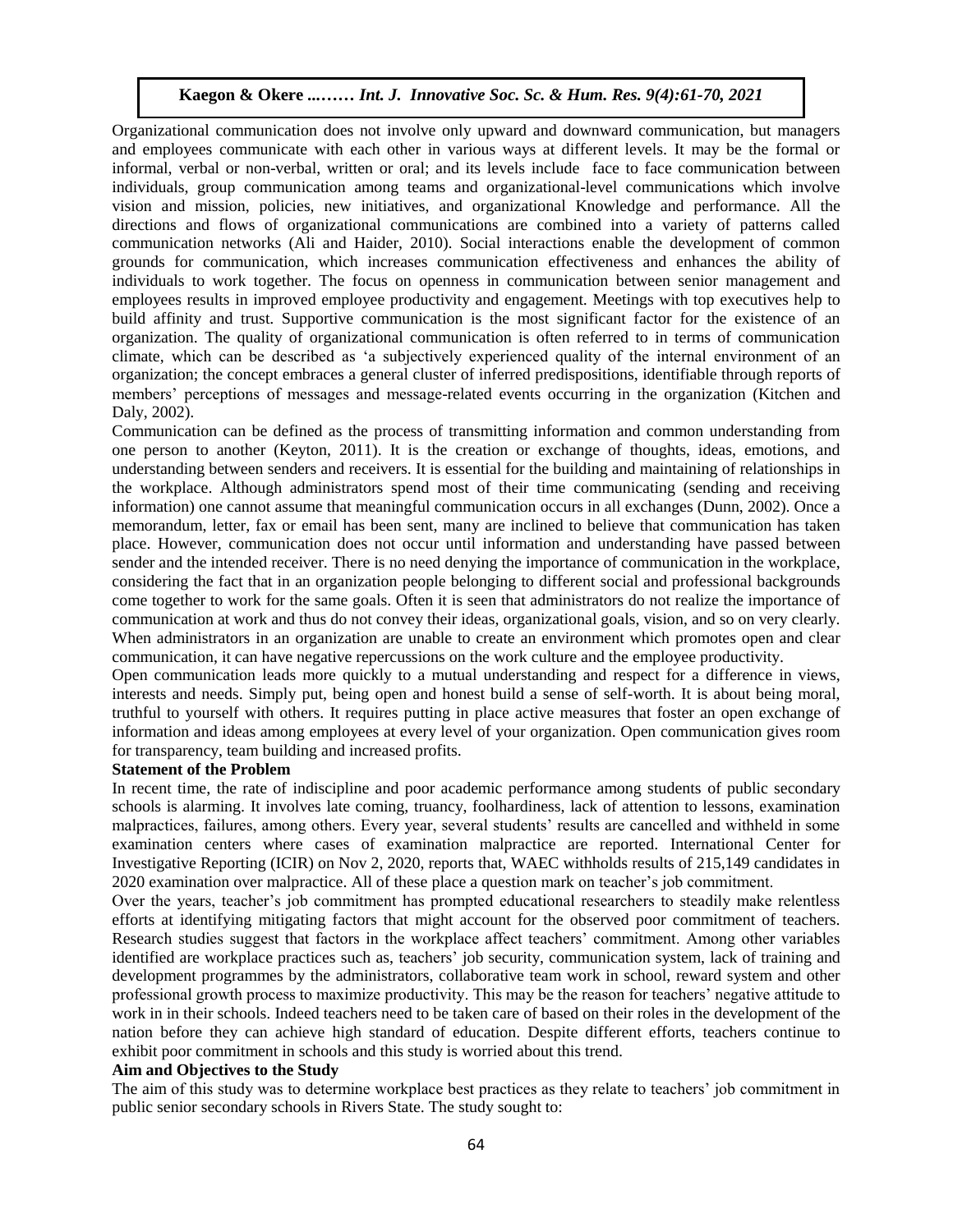Organizational communication does not involve only upward and downward communication, but managers and employees communicate with each other in various ways at different levels. It may be the formal or informal, verbal or non-verbal, written or oral; and its levels include face to face communication between individuals, group communication among teams and organizational-level communications which involve vision and mission, policies, new initiatives, and organizational Knowledge and performance. All the directions and flows of organizational communications are combined into a variety of patterns called communication networks (Ali and Haider, 2010). Social interactions enable the development of common grounds for communication, which increases communication effectiveness and enhances the ability of individuals to work together. The focus on openness in communication between senior management and employees results in improved employee productivity and engagement. Meetings with top executives help to build affinity and trust. Supportive communication is the most significant factor for the existence of an organization. The quality of organizational communication is often referred to in terms of communication climate, which can be described as 'a subjectively experienced quality of the internal environment of an organization; the concept embraces a general cluster of inferred predispositions, identifiable through reports of members' perceptions of messages and message-related events occurring in the organization (Kitchen and Daly, 2002).

Communication can be defined as the process of transmitting information and common understanding from one person to another (Keyton, 2011). It is the creation or exchange of thoughts, ideas, emotions, and understanding between senders and receivers. It is essential for the building and maintaining of relationships in the workplace. Although administrators spend most of their time communicating (sending and receiving information) one cannot assume that meaningful communication occurs in all exchanges (Dunn, 2002). Once a memorandum, letter, fax or email has been sent, many are inclined to believe that communication has taken place. However, communication does not occur until information and understanding have passed between sender and the intended receiver. There is no need denying the importance of communication in the workplace, considering the fact that in an organization people belonging to different social and professional backgrounds come together to work for the same goals. Often it is seen that administrators do not realize the importance of communication at work and thus do not convey their ideas, organizational goals, vision, and so on very clearly. When administrators in an organization are unable to create an environment which promotes open and clear communication, it can have negative repercussions on the work culture and the employee productivity.

Open communication leads more quickly to a mutual understanding and respect for a difference in views, interests and needs. Simply put, being open and honest build a sense of self-worth. It is about being moral, truthful to yourself with others. It requires putting in place active measures that foster an open exchange of information and ideas among employees at every level of your organization. Open communication gives room for transparency, team building and increased profits.

**Statement of the Problem**

In recent time, the rate of indiscipline and poor academic performance among students of public secondary schools is alarming. It involves late coming, truancy, foolhardiness, lack of attention to lessons, examination malpractices, failures, among others. Every year, several students' results are cancelled and withheld in some examination centers where cases of examination malpractice are reported. International Center for Investigative Reporting (ICIR) on Nov 2, 2020, reports that, WAEC withholds results of 215,149 candidates in 2020 examination over malpractice. All of these place a question mark on teacher's job commitment.

Over the years, teacher's job commitment has prompted educational researchers to steadily make relentless efforts at identifying mitigating factors that might account for the observed poor commitment of teachers. Research studies suggest that factors in the workplace affect teachers' commitment. Among other variables identified are workplace practices such as, teachers' job security, communication system, lack of training and development programmes by the administrators, collaborative team work in school, reward system and other professional growth process to maximize productivity. This may be the reason for teachers' negative attitude to work in in their schools. Indeed teachers need to be taken care of based on their roles in the development of the nation before they can achieve high standard of education. Despite different efforts, teachers continue to exhibit poor commitment in schools and this study is worried about this trend.

**Aim and Objectives to the Study**

The aim of this study was to determine workplace best practices as they relate to teachers' job commitment in public senior secondary schools in Rivers State. The study sought to: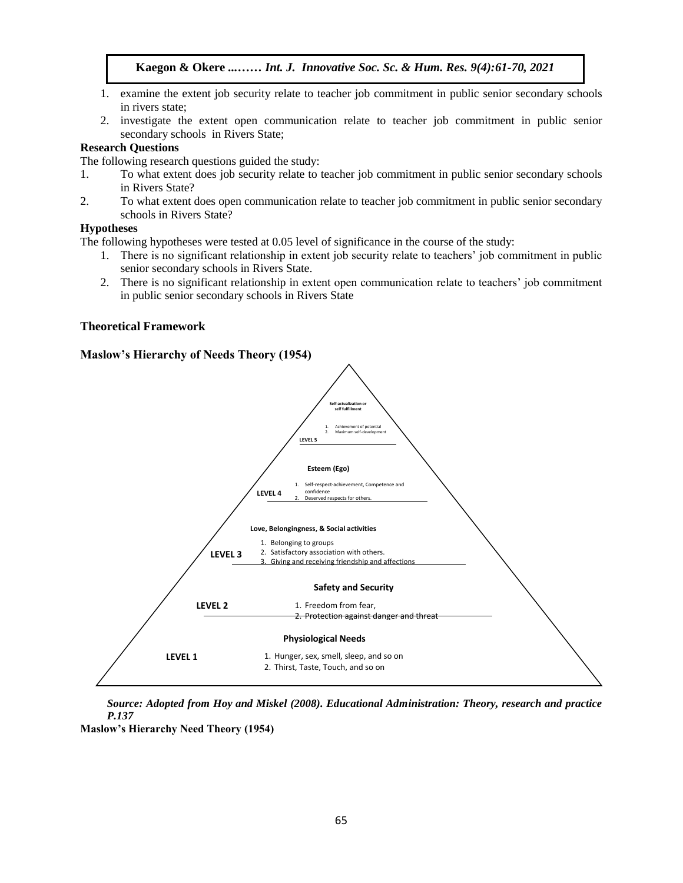1. examine the extent job security relate to teacher job commitment in public senior secondary schools in rivers state;
2. investigate the extent open communication relate to teacher job commitment in public senior secondary schools in Rivers State;

**Research Questions**

The following research questions guided the study:

1. To what extent does job security relate to teacher job commitment in public senior secondary schools in Rivers State?
2. To what extent does open communication relate to teacher job commitment in public senior secondary schools in Rivers State?

**Hypotheses**

The following hypotheses were tested at 0.05 level of significance in the course of the study:

1. There is no significant relationship in extent job security relate to teachers' job commitment in public senior secondary schools in Rivers State.
2. There is no significant relationship in extent open communication relate to teachers' job commitment in public senior secondary schools in Rivers State

## Theoretical Framework

### Maslow's Hierarchy of Needs Theory (1954)

**Self-actualization or self fulfillment**

LEVEL 5

1. Achievement of potential
2. Maximum self-development

**Esteem (Ego)**

LEVEL 4

1. Self-respect-achievement, Competence and confidence
2. Deserved respects for others.

**Love, Belongingness, & Social activities**

LEVEL 3

1. Belonging to groups
2. Satisfactory association with others.
3. Giving and receiving friendship and affections

**Safety and Security**

LEVEL 2

1. Freedom from fear,
2. Protection against danger and threat

**Physiological Needs**

LEVEL 1

1. Hunger, sex, smell, sleep, and so on
2. Thirst, Taste, Touch, and so on

***Source: Adopted from Hoy and Miskel (2008). Educational Administration: Theory, research and practice P.137***

**Maslow's Hierarchy Need Theory (1954)**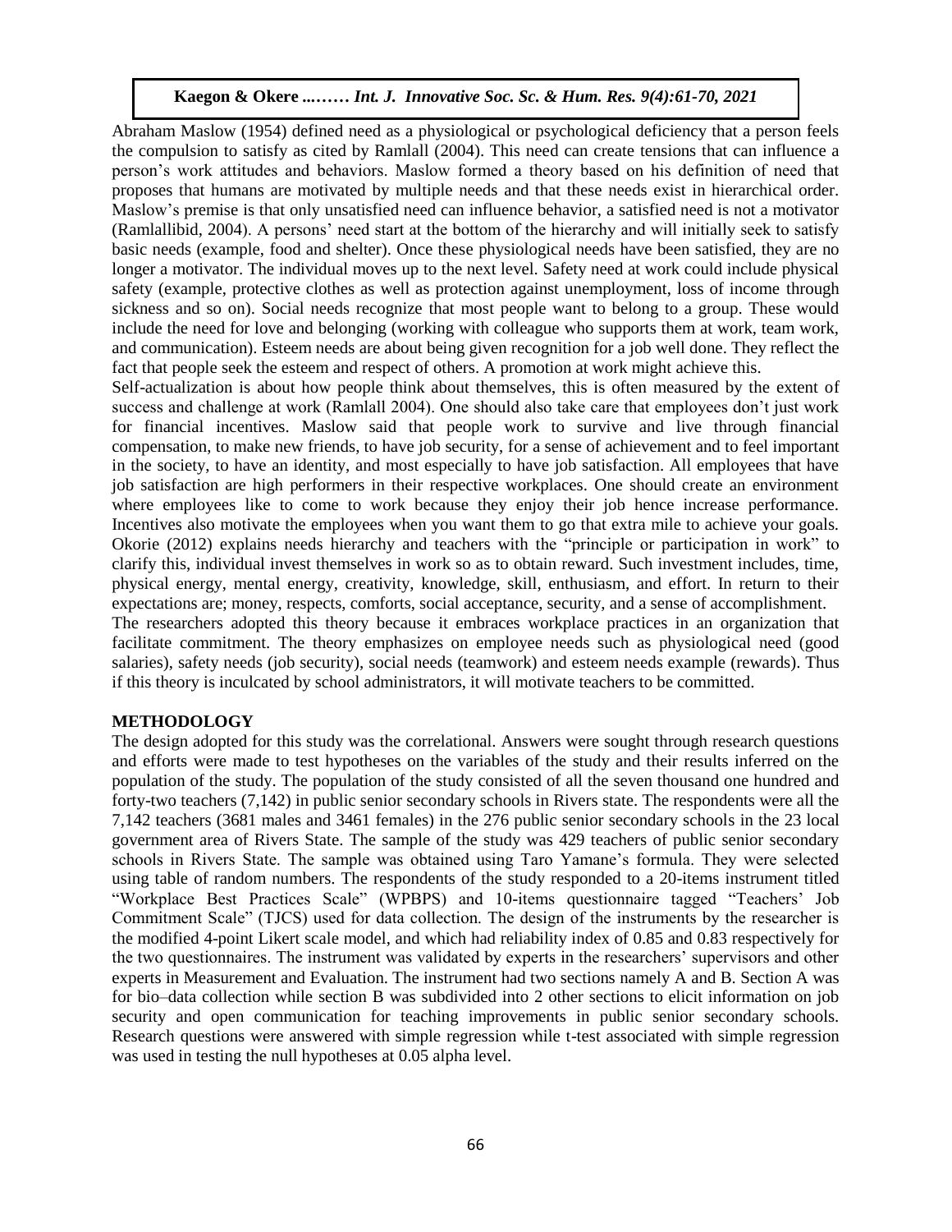Abraham Maslow (1954) defined need as a physiological or psychological deficiency that a person feels the compulsion to satisfy as cited by Ramlall (2004). This need can create tensions that can influence a person's work attitudes and behaviors. Maslow formed a theory based on his definition of need that proposes that humans are motivated by multiple needs and that these needs exist in hierarchical order. Maslow's premise is that only unsatisfied need can influence behavior, a satisfied need is not a motivator (Ramlallibid, 2004). A persons' need start at the bottom of the hierarchy and will initially seek to satisfy basic needs (example, food and shelter). Once these physiological needs have been satisfied, they are no longer a motivator. The individual moves up to the next level. Safety need at work could include physical safety (example, protective clothes as well as protection against unemployment, loss of income through sickness and so on). Social needs recognize that most people want to belong to a group. These would include the need for love and belonging (working with colleague who supports them at work, team work, and communication). Esteem needs are about being given recognition for a job well done. They reflect the fact that people seek the esteem and respect of others. A promotion at work might achieve this.

Self-actualization is about how people think about themselves, this is often measured by the extent of success and challenge at work (Ramlall 2004). One should also take care that employees don't just work for financial incentives. Maslow said that people work to survive and live through financial compensation, to make new friends, to have job security, for a sense of achievement and to feel important in the society, to have an identity, and most especially to have job satisfaction. All employees that have job satisfaction are high performers in their respective workplaces. One should create an environment where employees like to come to work because they enjoy their job hence increase performance. Incentives also motivate the employees when you want them to go that extra mile to achieve your goals. Okorie (2012) explains needs hierarchy and teachers with the "principle or participation in work" to clarify this, individual invest themselves in work so as to obtain reward. Such investment includes, time, physical energy, mental energy, creativity, knowledge, skill, enthusiasm, and effort. In return to their expectations are; money, respects, comforts, social acceptance, security, and a sense of accomplishment.

The researchers adopted this theory because it embraces workplace practices in an organization that facilitate commitment. The theory emphasizes on employee needs such as physiological need (good salaries), safety needs (job security), social needs (teamwork) and esteem needs example (rewards). Thus if this theory is inculcated by school administrators, it will motivate teachers to be committed.

## METHODOLOGY

The design adopted for this study was the correlational. Answers were sought through research questions and efforts were made to test hypotheses on the variables of the study and their results inferred on the population of the study. The population of the study consisted of all the seven thousand one hundred and forty-two teachers (7,142) in public senior secondary schools in Rivers state. The respondents were all the 7,142 teachers (3681 males and 3461 females) in the 276 public senior secondary schools in the 23 local government area of Rivers State. The sample of the study was 429 teachers of public senior secondary schools in Rivers State. The sample was obtained using Taro Yamane's formula. They were selected using table of random numbers. The respondents of the study responded to a 20-items instrument titled "Workplace Best Practices Scale" (WPBPS) and 10-items questionnaire tagged "Teachers' Job Commitment Scale" (TJCS) used for data collection. The design of the instruments by the researcher is the modified 4-point Likert scale model, and which had reliability index of 0.85 and 0.83 respectively for the two questionnaires. The instrument was validated by experts in the researchers' supervisors and other experts in Measurement and Evaluation. The instrument had two sections namely A and B. Section A was for bio–data collection while section B was subdivided into 2 other sections to elicit information on job security and open communication for teaching improvements in public senior secondary schools. Research questions were answered with simple regression while t-test associated with simple regression was used in testing the null hypotheses at 0.05 alpha level.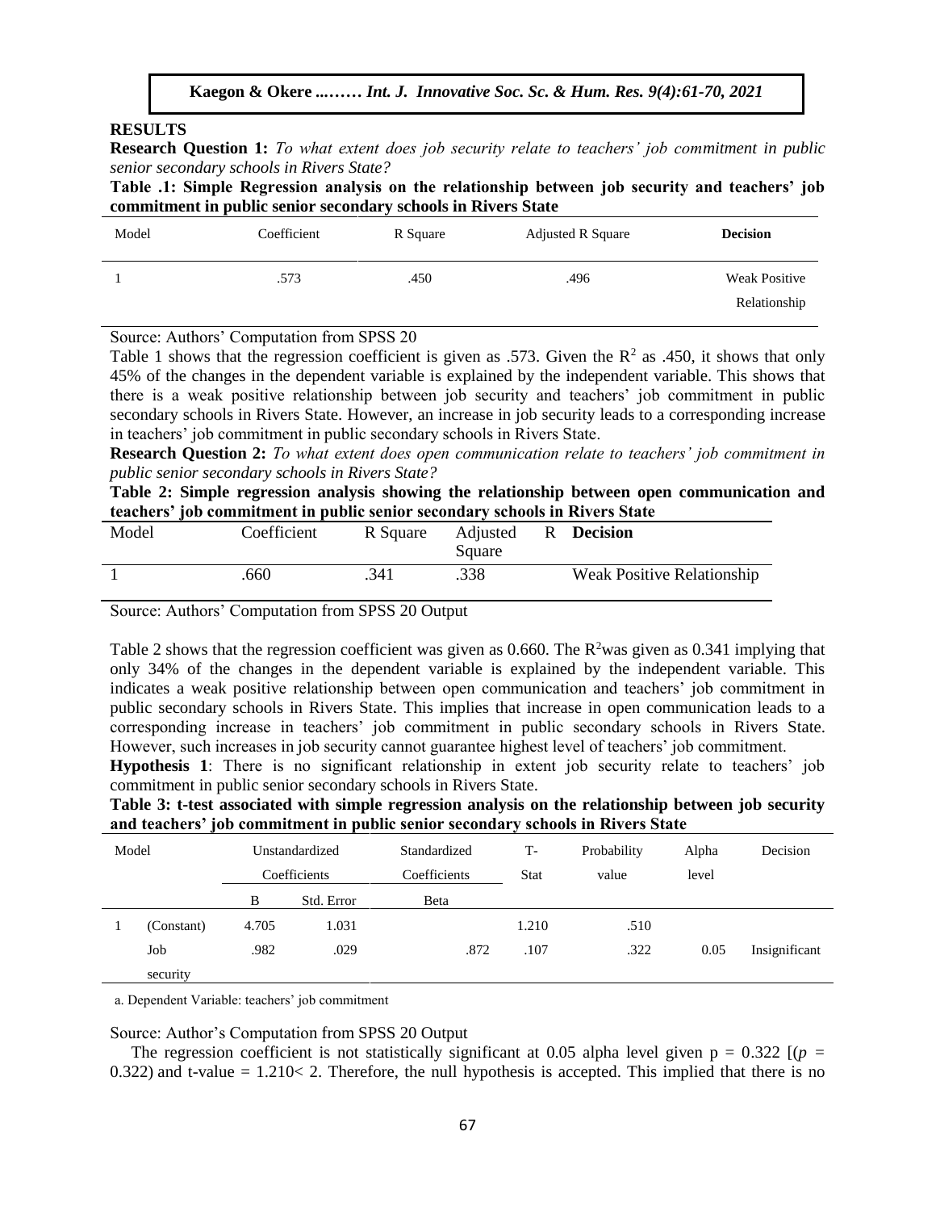## RESULTS

**Research Question 1:** *To what extent does job security relate to teachers' job commitment in public senior secondary schools in Rivers State?*

**Table .1: Simple Regression analysis on the relationship between job security and teachers' job commitment in public senior secondary schools in Rivers State**

| Model | Coefficient | R Square | Adjusted R Square | **Decision** |
|---|---|---|---|---|
| 1 | .573 | .450 | .496 | Weak Positive Relationship |

Source: Authors' Computation from SPSS 20

Table 1 shows that the regression coefficient is given as .573. Given the $R^2$ as .450, it shows that only 45% of the changes in the dependent variable is explained by the independent variable. This shows that there is a weak positive relationship between job security and teachers' job commitment in public secondary schools in Rivers State. However, an increase in job security leads to a corresponding increase in teachers' job commitment in public secondary schools in Rivers State.

**Research Question 2:** *To what extent does open communication relate to teachers' job commitment in public senior secondary schools in Rivers State?*

**Table 2: Simple regression analysis showing the relationship between open communication and teachers' job commitment in public senior secondary schools in Rivers State**

| Model | Coefficient | R Square | Adjusted R Square | **Decision** |
|---|---|---|---|---|
| 1 | .660 | .341 | .338 | Weak Positive Relationship |

Source: Authors' Computation from SPSS 20 Output

Table 2 shows that the regression coefficient was given as 0.660. The $R^2$was given as 0.341 implying that only 34% of the changes in the dependent variable is explained by the independent variable. This indicates a weak positive relationship between open communication and teachers' job commitment in public secondary schools in Rivers State. This implies that increase in open communication leads to a corresponding increase in teachers' job commitment in public secondary schools in Rivers State. However, such increases in job security cannot guarantee highest level of teachers' job commitment.

**Hypothesis 1**: There is no significant relationship in extent job security relate to teachers' job commitment in public senior secondary schools in Rivers State.

**Table 3: t-test associated with simple regression analysis on the relationship between job security and teachers' job commitment in public senior secondary schools in Rivers State**

| Model | | Unstandardized Coefficients | | Standardized Coefficients | T-Stat | Probability value | Alpha level | Decision |
|---|---|---|---|---|---|---|---|---|
| | | B | Std. Error | Beta | | | | |
| 1 | (Constant) | 4.705 | 1.031 | | 1.210 | .510 | | |
| | Job security | .982 | .029 | .872 | .107 | .322 | 0.05 | Insignificant |

a. Dependent Variable: teachers' job commitment

Source: Author's Computation from SPSS 20 Output

The regression coefficient is not statistically significant at 0.05 alpha level given p = 0.322 [($p$ = 0.322) and t-value = 1.210< 2. Therefore, the null hypothesis is accepted. This implied that there is no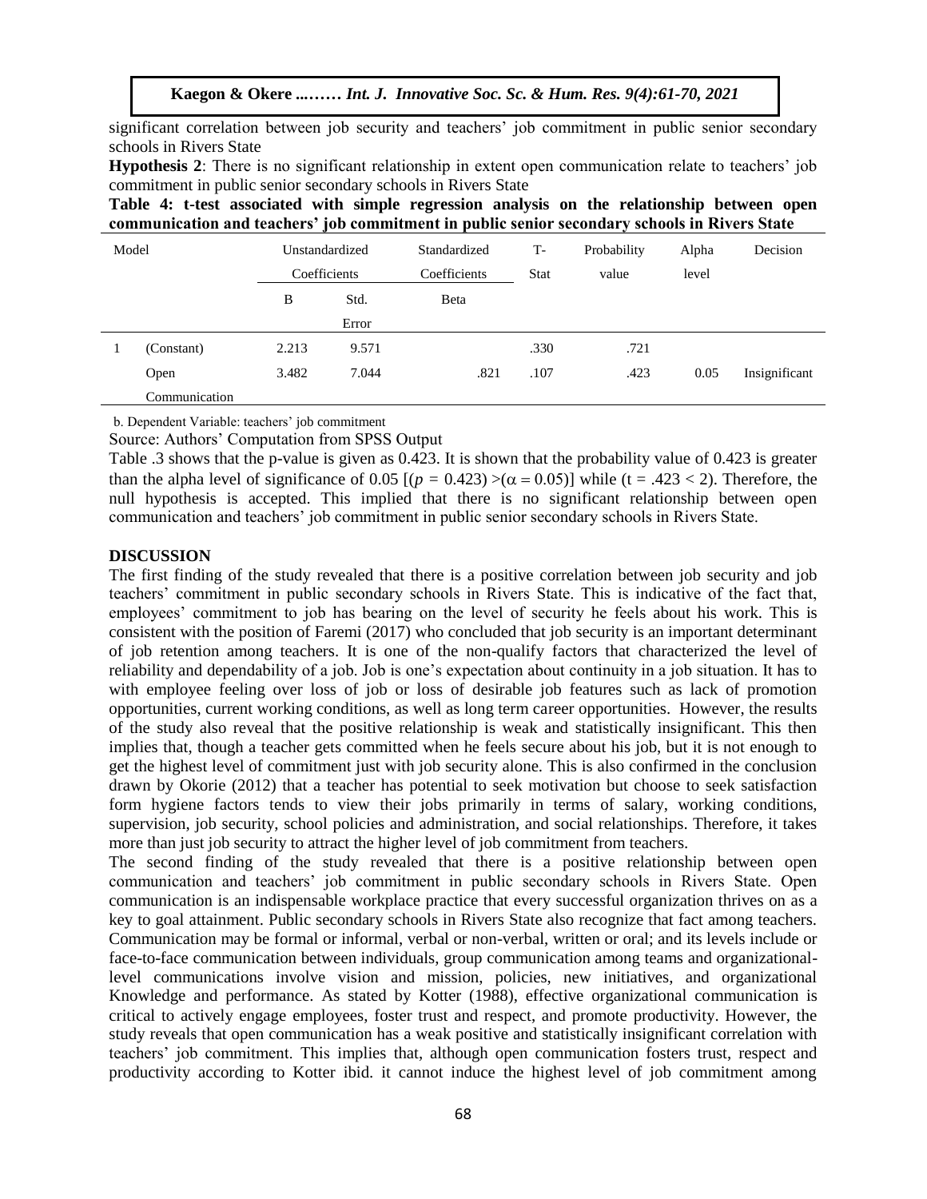significant correlation between job security and teachers' job commitment in public senior secondary schools in Rivers State

**Hypothesis 2**: There is no significant relationship in extent open communication relate to teachers' job commitment in public senior secondary schools in Rivers State

**Table 4: t-test associated with simple regression analysis on the relationship between open communication and teachers' job commitment in public senior secondary schools in Rivers State**

| Model | | Unstandardized Coefficients | | Standardized Coefficients | T-Stat | Probability value | Alpha level | Decision |
|---|---|---|---|---|---|---|---|---|
| | | B | Std. Error | Beta | | | | |
| 1 | (Constant) | 2.213 | 9.571 | | .330 | .721 | | |
| | Open Communication | 3.482 | 7.044 | .821 | .107 | .423 | 0.05 | Insignificant |

b. Dependent Variable: teachers' job commitment

Source: Authors' Computation from SPSS Output

Table .3 shows that the p-value is given as 0.423. It is shown that the probability value of 0.423 is greater than the alpha level of significance of 0.05 [$(p = 0.423) > (\alpha = 0.05)$] while ($t = .423 < 2$). Therefore, the null hypothesis is accepted. This implied that there is no significant relationship between open communication and teachers' job commitment in public senior secondary schools in Rivers State.

## DISCUSSION

The first finding of the study revealed that there is a positive correlation between job security and job teachers' commitment in public secondary schools in Rivers State. This is indicative of the fact that, employees' commitment to job has bearing on the level of security he feels about his work. This is consistent with the position of Faremi (2017) who concluded that job security is an important determinant of job retention among teachers. It is one of the non-qualify factors that characterized the level of reliability and dependability of a job. Job is one's expectation about continuity in a job situation. It has to with employee feeling over loss of job or loss of desirable job features such as lack of promotion opportunities, current working conditions, as well as long term career opportunities. However, the results of the study also reveal that the positive relationship is weak and statistically insignificant. This then implies that, though a teacher gets committed when he feels secure about his job, but it is not enough to get the highest level of commitment just with job security alone. This is also confirmed in the conclusion drawn by Okorie (2012) that a teacher has potential to seek motivation but choose to seek satisfaction form hygiene factors tends to view their jobs primarily in terms of salary, working conditions, supervision, job security, school policies and administration, and social relationships. Therefore, it takes more than just job security to attract the higher level of job commitment from teachers.

The second finding of the study revealed that there is a positive relationship between open communication and teachers' job commitment in public secondary schools in Rivers State. Open communication is an indispensable workplace practice that every successful organization thrives on as a key to goal attainment. Public secondary schools in Rivers State also recognize that fact among teachers. Communication may be formal or informal, verbal or non-verbal, written or oral; and its levels include or face-to-face communication between individuals, group communication among teams and organizational-level communications involve vision and mission, policies, new initiatives, and organizational Knowledge and performance. As stated by Kotter (1988), effective organizational communication is critical to actively engage employees, foster trust and respect, and promote productivity. However, the study reveals that open communication has a weak positive and statistically insignificant correlation with teachers' job commitment. This implies that, although open communication fosters trust, respect and productivity according to Kotter ibid. it cannot induce the highest level of job commitment among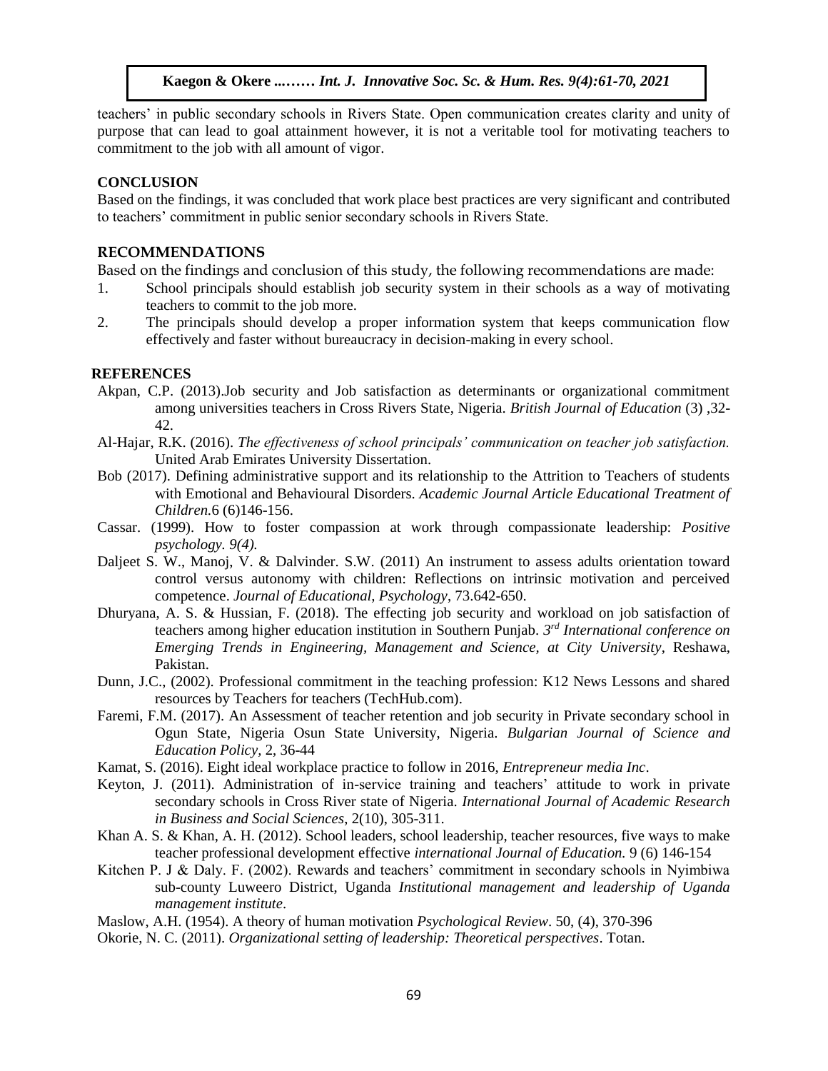teachers' in public secondary schools in Rivers State. Open communication creates clarity and unity of purpose that can lead to goal attainment however, it is not a veritable tool for motivating teachers to commitment to the job with all amount of vigor.

## CONCLUSION

Based on the findings, it was concluded that work place best practices are very significant and contributed to teachers' commitment in public senior secondary schools in Rivers State.

## RECOMMENDATIONS

Based on the findings and conclusion of this study, the following recommendations are made:

1. School principals should establish job security system in their schools as a way of motivating teachers to commit to the job more.
2. The principals should develop a proper information system that keeps communication flow effectively and faster without bureaucracy in decision-making in every school.

## REFERENCES

Akpan, C.P. (2013).Job security and Job satisfaction as determinants or organizational commitment among universities teachers in Cross Rivers State, Nigeria. *British Journal of Education* (3) ,32-42.

Al-Hajar, R.K. (2016). *The effectiveness of school principals' communication on teacher job satisfaction.* United Arab Emirates University Dissertation.

Bob (2017). Defining administrative support and its relationship to the Attrition to Teachers of students with Emotional and Behavioural Disorders. *Academic Journal Article Educational Treatment of Children.*6 (6)146-156.

Cassar. (1999). How to foster compassion at work through compassionate leadership: *Positive psychology. 9(4).*

Daljeet S. W., Manoj, V. & Dalvinder. S.W. (2011) An instrument to assess adults orientation toward control versus autonomy with children: Reflections on intrinsic motivation and perceived competence. *Journal of Educational, Psychology*, 73.642-650.

Dhuryana, A. S. & Hussian, F. (2018). The effecting job security and workload on job satisfaction of teachers among higher education institution in Southern Punjab. *3rd International conference on Emerging Trends in Engineering, Management and Science, at City University*, Reshawa, Pakistan.

Dunn, J.C., (2002). Professional commitment in the teaching profession: K12 News Lessons and shared resources by Teachers for teachers (TechHub.com).

Faremi, F.M. (2017). An Assessment of teacher retention and job security in Private secondary school in Ogun State, Nigeria Osun State University, Nigeria. *Bulgarian Journal of Science and Education Policy*, 2, 36-44

Kamat, S. (2016). Eight ideal workplace practice to follow in 2016, *Entrepreneur media Inc*.

Keyton, J. (2011). Administration of in-service training and teachers' attitude to work in private secondary schools in Cross River state of Nigeria. *International Journal of Academic Research in Business and Social Sciences*, 2(10), 305-311.

Khan A. S. & Khan, A. H. (2012). School leaders, school leadership, teacher resources, five ways to make teacher professional development effective *international Journal of Education.* 9 (6) 146-154

Kitchen P. J & Daly. F. (2002). Rewards and teachers' commitment in secondary schools in Nyimbiwa sub-county Luweero District, Uganda *Institutional management and leadership of Uganda management institute*.

Maslow, A.H. (1954). A theory of human motivation *Psychological Review*. 50, (4), 370-396

Okorie, N. C. (2011). *Organizational setting of leadership: Theoretical perspectives*. Totan.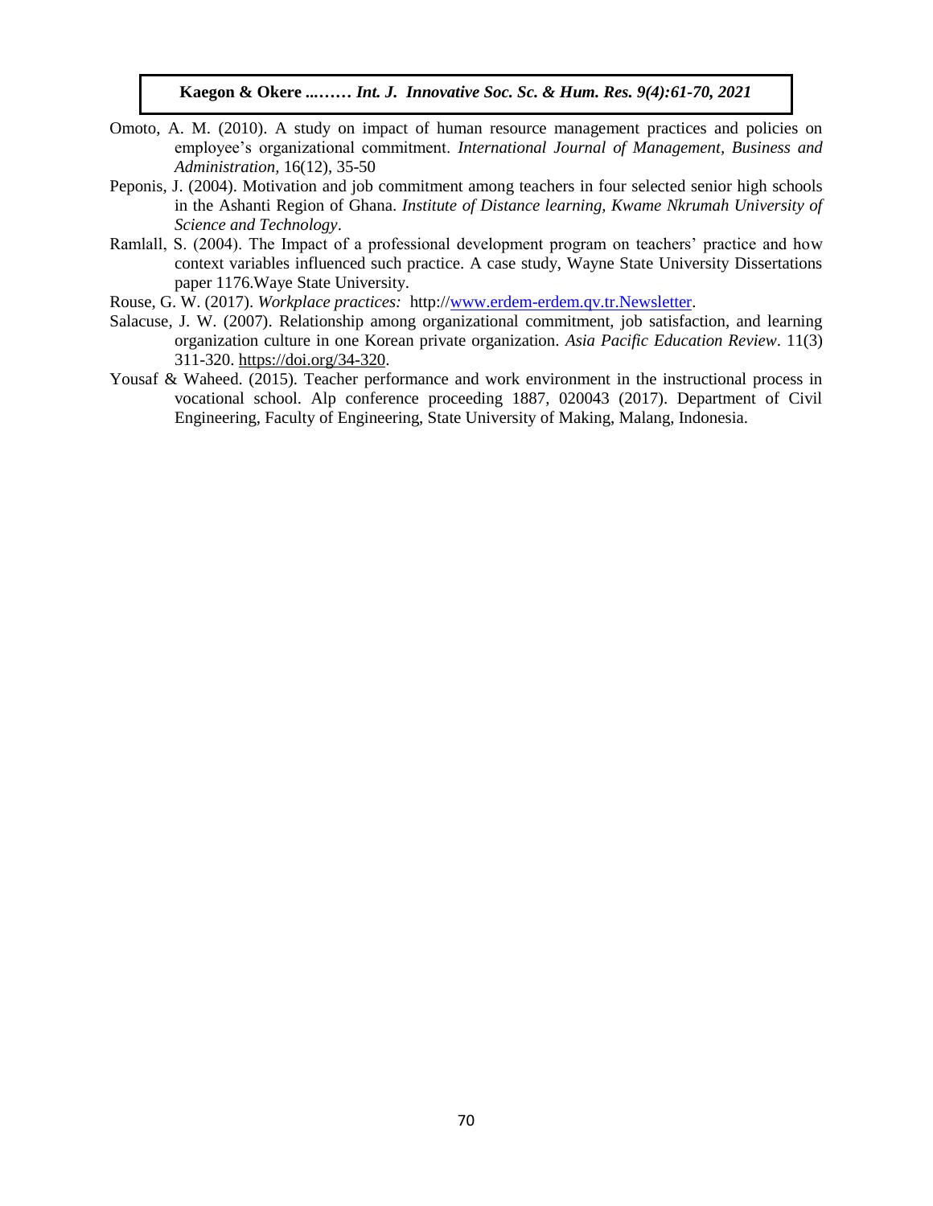Omoto, A. M. (2010). A study on impact of human resource management practices and policies on employee's organizational commitment. *International Journal of Management, Business and Administration,* 16(12), 35-50

Peponis, J. (2004). Motivation and job commitment among teachers in four selected senior high schools in the Ashanti Region of Ghana. *Institute of Distance learning, Kwame Nkrumah University of Science and Technology*.

Ramlall, S. (2004). The Impact of a professional development program on teachers' practice and how context variables influenced such practice. A case study, Wayne State University Dissertations paper 1176.Waye State University.

Rouse, G. W. (2017). *Workplace practices:* http://www.erdem-erdem.qv.tr.Newsletter.

Salacuse, J. W. (2007). Relationship among organizational commitment, job satisfaction, and learning organization culture in one Korean private organization. *Asia Pacific Education Review*. 11(3) 311-320. https://doi.org/34-320.

Yousaf & Waheed. (2015). Teacher performance and work environment in the instructional process in vocational school. Alp conference proceeding 1887, 020043 (2017). Department of Civil Engineering, Faculty of Engineering, State University of Making, Malang, Indonesia.